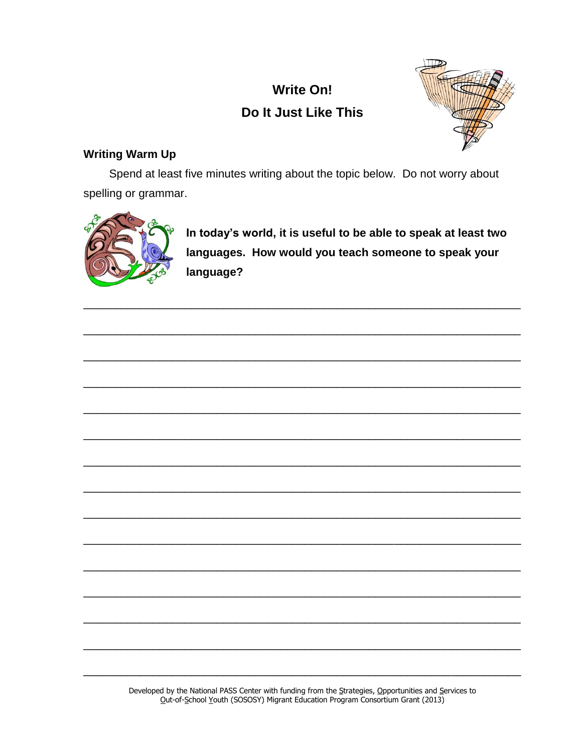# Write On!

## Do It Just Like This

### Writing Warm Up

Spend at least five minutes writing about the topic below. Do not worry about spelling or grammar.

**In today's world, it is useful to be able to speak at least two languages. How would you teach someone to speak your language?**

______________________________________________________________________

______________________________________________________________________

______________________________________________________________________

______________________________________________________________________

______________________________________________________________________

______________________________________________________________________

______________________________________________________________________

______________________________________________________________________

______________________________________________________________________

______________________________________________________________________

______________________________________________________________________

______________________________________________________________________

______________________________________________________________________

______________________________________________________________________

______________________________________________________________________

Developed by the National PASS Center with funding from the Strategies, Opportunities and Services to Out-of-School Youth (SOSOSY) Migrant Education Program Consortium Grant (2013)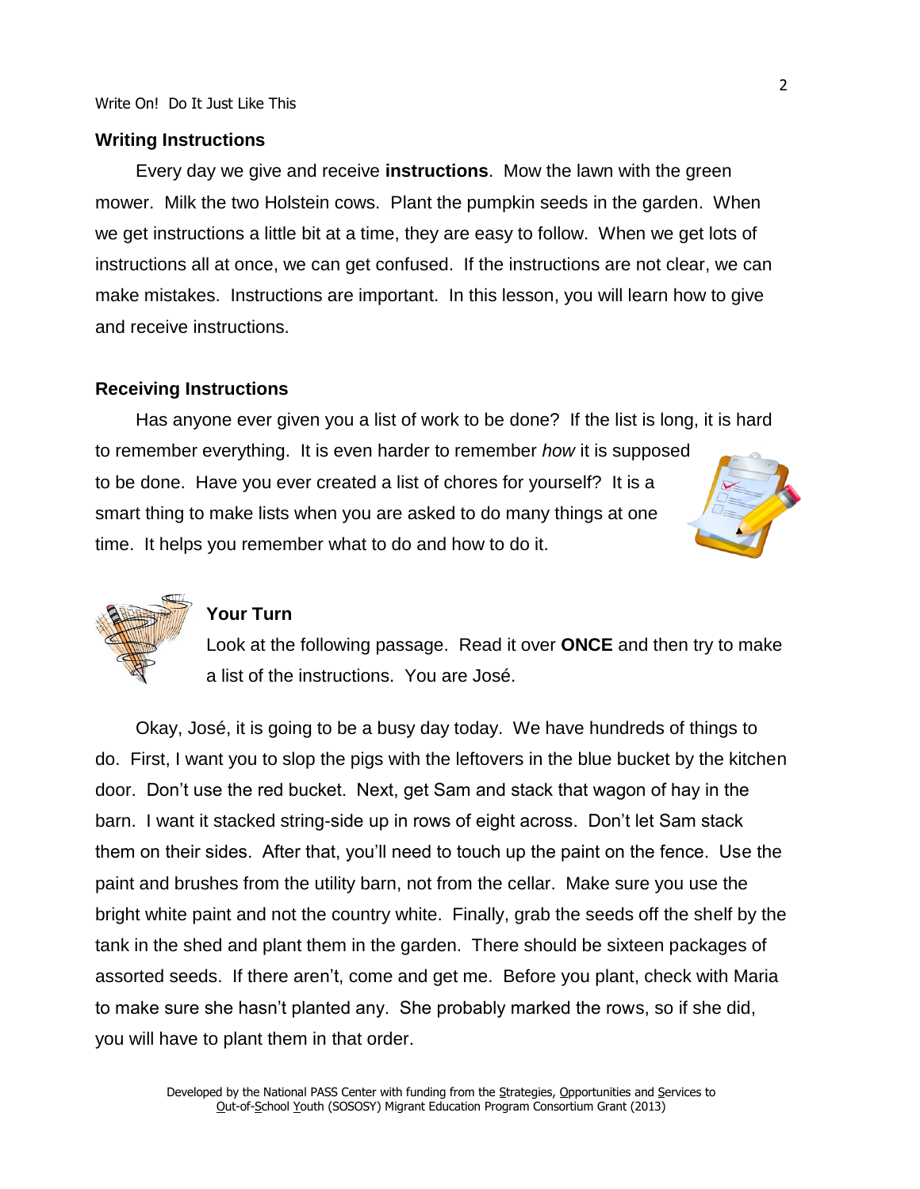## Writing Instructions

Every day we give and receive **instructions**. Mow the lawn with the green mower. Milk the two Holstein cows. Plant the pumpkin seeds in the garden. When we get instructions a little bit at a time, they are easy to follow. When we get lots of instructions all at once, we can get confused. If the instructions are not clear, we can make mistakes. Instructions are important. In this lesson, you will learn how to give and receive instructions.

## Receiving Instructions

Has anyone ever given you a list of work to be done? If the list is long, it is hard to remember everything. It is even harder to remember *how* it is supposed to be done. Have you ever created a list of chores for yourself? It is a smart thing to make lists when you are asked to do many things at one time. It helps you remember what to do and how to do it.

### Your Turn

Look at the following passage. Read it over **ONCE** and then try to make a list of the instructions. You are José.

Okay, José, it is going to be a busy day today. We have hundreds of things to do. First, I want you to slop the pigs with the leftovers in the blue bucket by the kitchen door. Don't use the red bucket. Next, get Sam and stack that wagon of hay in the barn. I want it stacked string-side up in rows of eight across. Don't let Sam stack them on their sides. After that, you'll need to touch up the paint on the fence. Use the paint and brushes from the utility barn, not from the cellar. Make sure you use the bright white paint and not the country white. Finally, grab the seeds off the shelf by the tank in the shed and plant them in the garden. There should be sixteen packages of assorted seeds. If there aren't, come and get me. Before you plant, check with Maria to make sure she hasn't planted any. She probably marked the rows, so if she did, you will have to plant them in that order.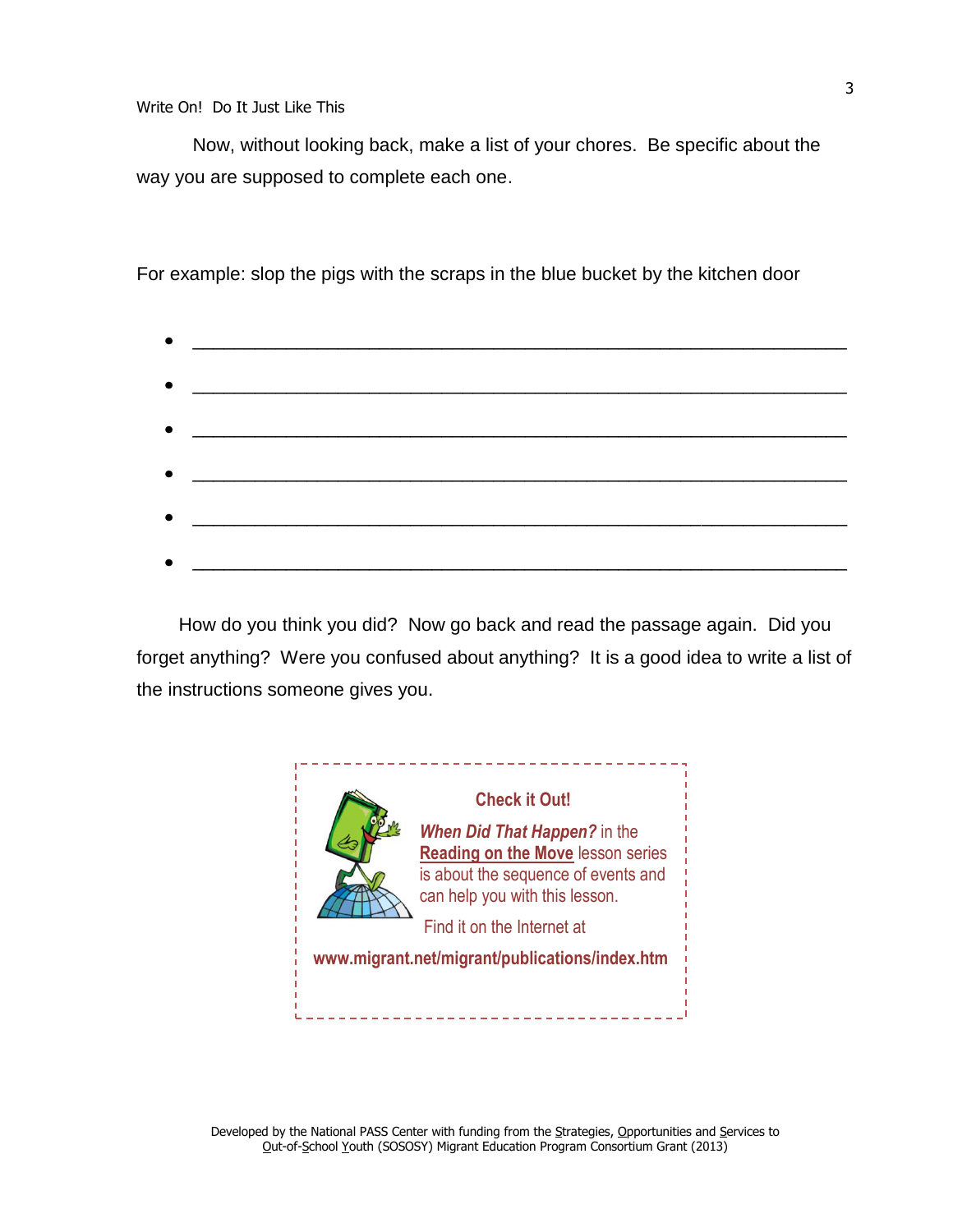Now, without looking back, make a list of your chores. Be specific about the way you are supposed to complete each one.

For example: slop the pigs with the scraps in the blue bucket by the kitchen door

- ______________________________________________________________
- ______________________________________________________________
- ______________________________________________________________
- ______________________________________________________________
- ______________________________________________________________
- ______________________________________________________________

How do you think you did? Now go back and read the passage again. Did you forget anything? Were you confused about anything? It is a good idea to write a list of the instructions someone gives you.

**Check it Out!**

***When Did That Happen?*** in the **Reading on the Move** lesson series is about the sequence of events and can help you with this lesson.

Find it on the Internet at

**www.migrant.net/migrant/publications/index.htm**

Developed by the National PASS Center with funding from the Strategies, Opportunities and Services to Out-of-School Youth (SOSOSY) Migrant Education Program Consortium Grant (2013)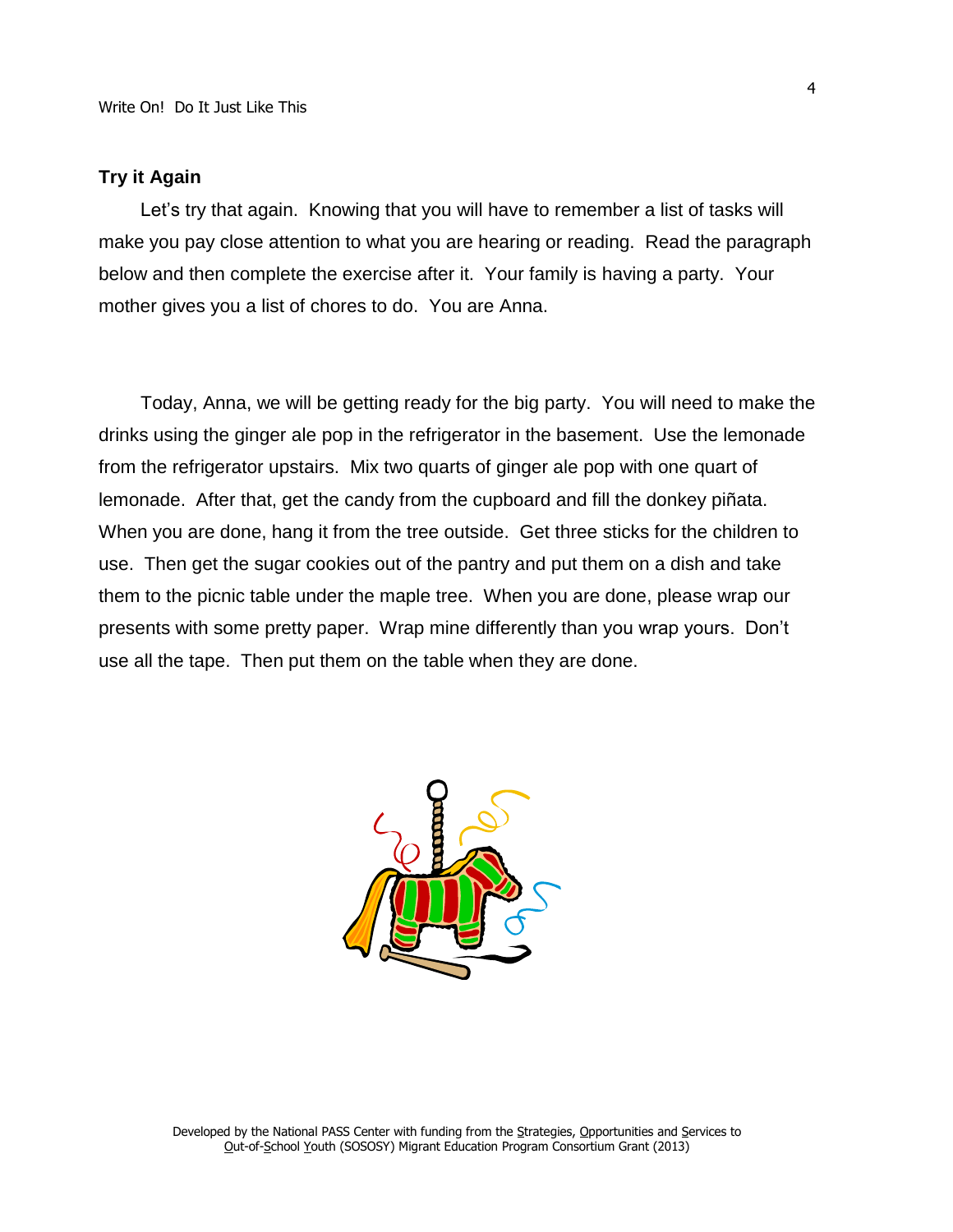## Try it Again

Let's try that again. Knowing that you will have to remember a list of tasks will make you pay close attention to what you are hearing or reading. Read the paragraph below and then complete the exercise after it. Your family is having a party. Your mother gives you a list of chores to do. You are Anna.

Today, Anna, we will be getting ready for the big party. You will need to make the drinks using the ginger ale pop in the refrigerator in the basement. Use the lemonade from the refrigerator upstairs. Mix two quarts of ginger ale pop with one quart of lemonade. After that, get the candy from the cupboard and fill the donkey piñata. When you are done, hang it from the tree outside. Get three sticks for the children to use. Then get the sugar cookies out of the pantry and put them on a dish and take them to the picnic table under the maple tree. When you are done, please wrap our presents with some pretty paper. Wrap mine differently than you wrap yours. Don't use all the tape. Then put them on the table when they are done.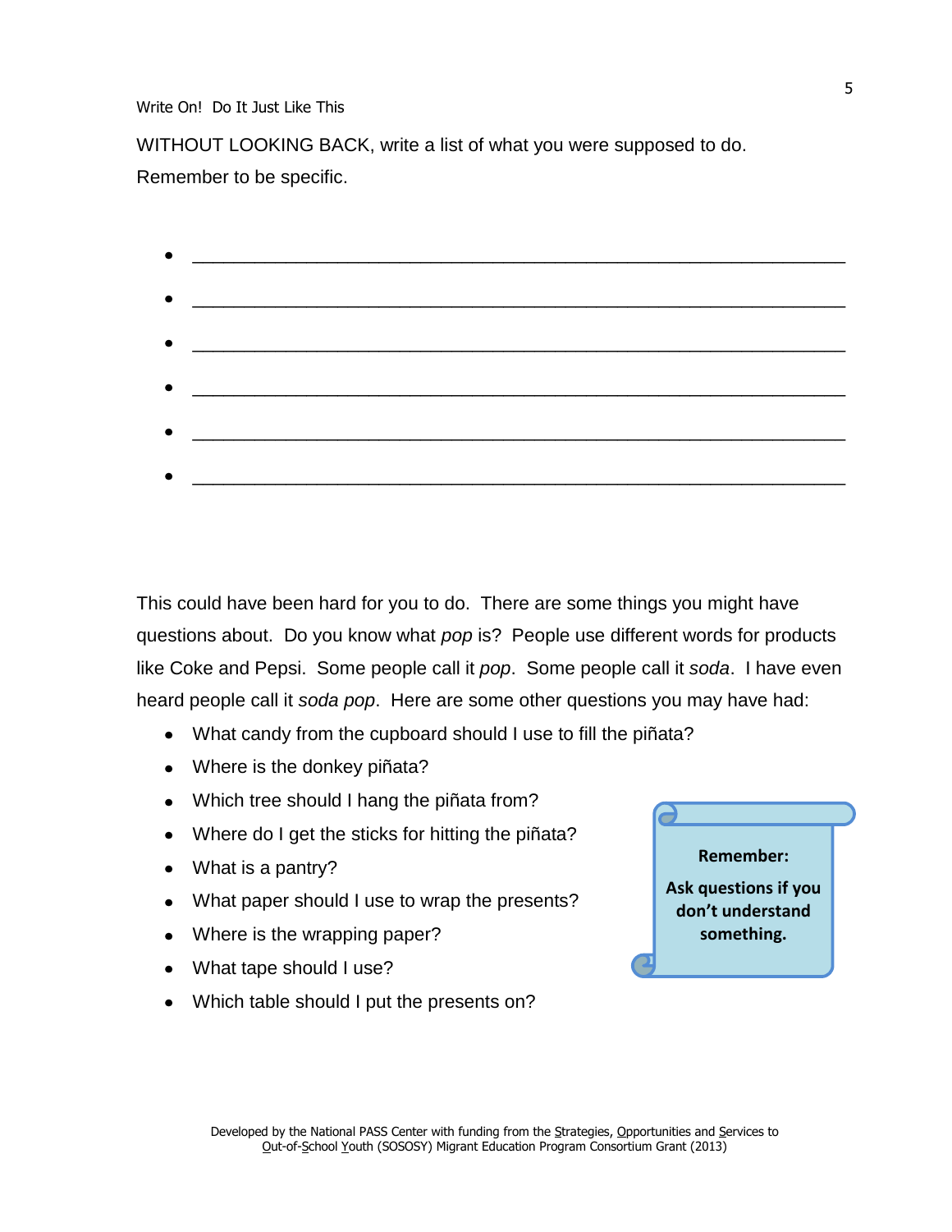WITHOUT LOOKING BACK, write a list of what you were supposed to do. Remember to be specific.

- ______________________________________________________________
- ______________________________________________________________
- ______________________________________________________________
- ______________________________________________________________
- ______________________________________________________________
- ______________________________________________________________

This could have been hard for you to do. There are some things you might have questions about. Do you know what *pop* is? People use different words for products like Coke and Pepsi. Some people call it *pop*. Some people call it *soda*. I have even heard people call it *soda pop*. Here are some other questions you may have had:

- What candy from the cupboard should I use to fill the piñata?
- Where is the donkey piñata?
- Which tree should I hang the piñata from?
- Where do I get the sticks for hitting the piñata?
- What is a pantry?
- What paper should I use to wrap the presents?
- Where is the wrapping paper?
- What tape should I use?
- Which table should I put the presents on?

**Remember:**

**Ask questions if you don't understand something.**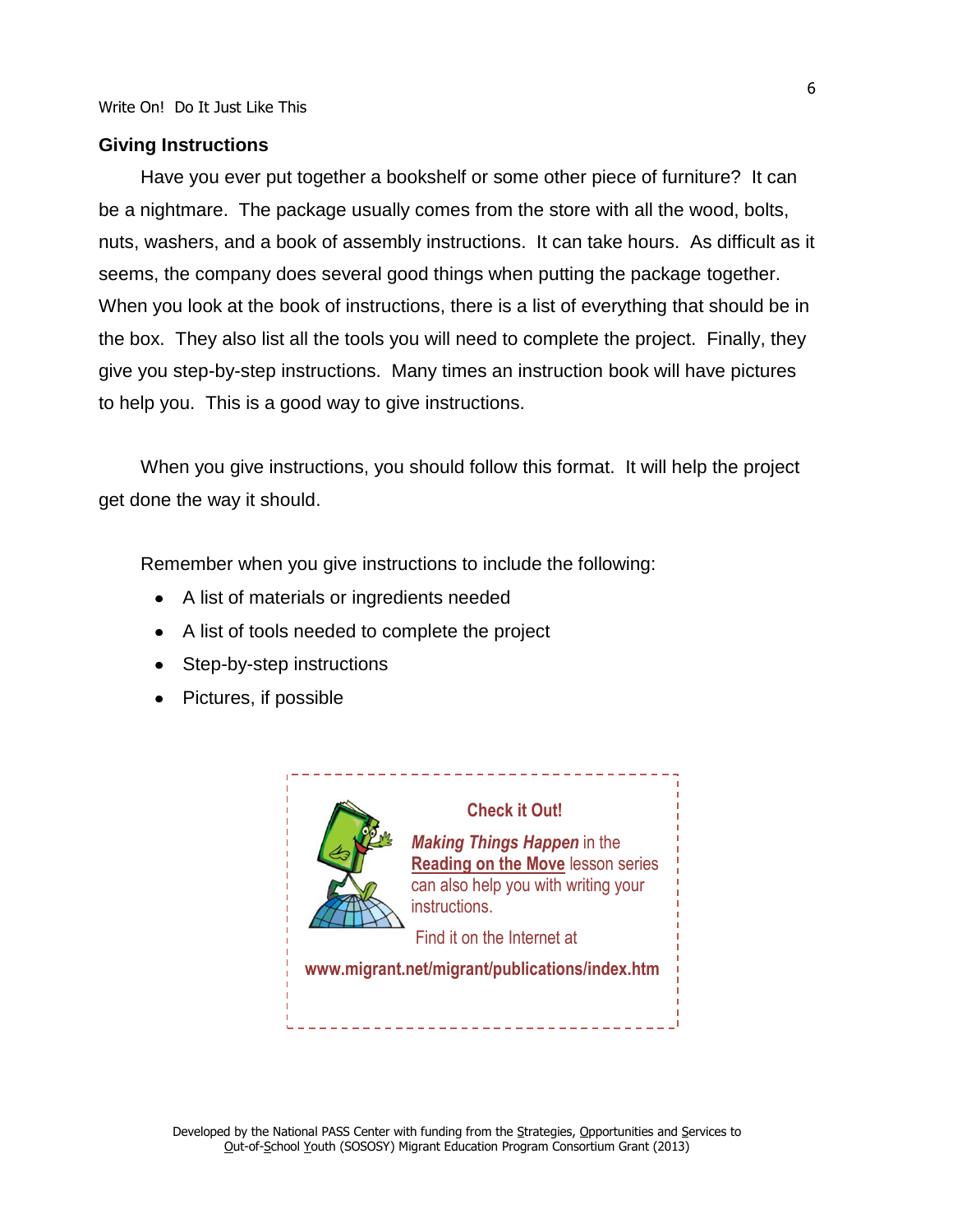## Giving Instructions

Have you ever put together a bookshelf or some other piece of furniture? It can be a nightmare. The package usually comes from the store with all the wood, bolts, nuts, washers, and a book of assembly instructions. It can take hours. As difficult as it seems, the company does several good things when putting the package together. When you look at the book of instructions, there is a list of everything that should be in the box. They also list all the tools you will need to complete the project. Finally, they give you step-by-step instructions. Many times an instruction book will have pictures to help you. This is a good way to give instructions.

When you give instructions, you should follow this format. It will help the project get done the way it should.

Remember when you give instructions to include the following:

- A list of materials or ingredients needed
- A list of tools needed to complete the project
- Step-by-step instructions
- Pictures, if possible

**Check it Out!**

***Making Things Happen*** in the **Reading on the Move** lesson series can also help you with writing your instructions.

Find it on the Internet at

**www.migrant.net/migrant/publications/index.htm**

Developed by the National PASS Center with funding from the Strategies, Opportunities and Services to Out-of-School Youth (SOSOSY) Migrant Education Program Consortium Grant (2013)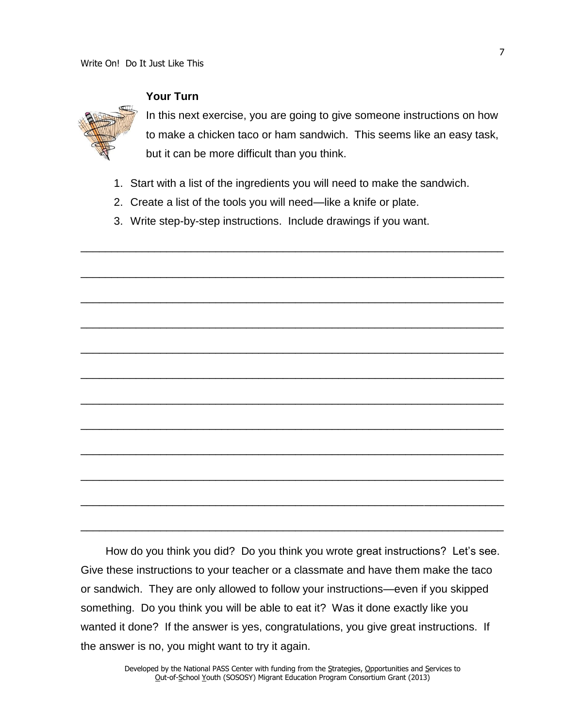### Your Turn

In this next exercise, you are going to give someone instructions on how to make a chicken taco or ham sandwich. This seems like an easy task, but it can be more difficult than you think.

1. Start with a list of the ingredients you will need to make the sandwich.
2. Create a list of the tools you will need—like a knife or plate.
3. Write step-by-step instructions. Include drawings if you want.

_____________________________________________________________________

_____________________________________________________________________

_____________________________________________________________________

_____________________________________________________________________

_____________________________________________________________________

_____________________________________________________________________

_____________________________________________________________________

_____________________________________________________________________

_____________________________________________________________________

_____________________________________________________________________

_____________________________________________________________________

_____________________________________________________________________

How do you think you did? Do you think you wrote great instructions? Let's see. Give these instructions to your teacher or a classmate and have them make the taco or sandwich. They are only allowed to follow your instructions—even if you skipped something. Do you think you will be able to eat it? Was it done exactly like you wanted it done? If the answer is yes, congratulations, you give great instructions. If the answer is no, you might want to try it again.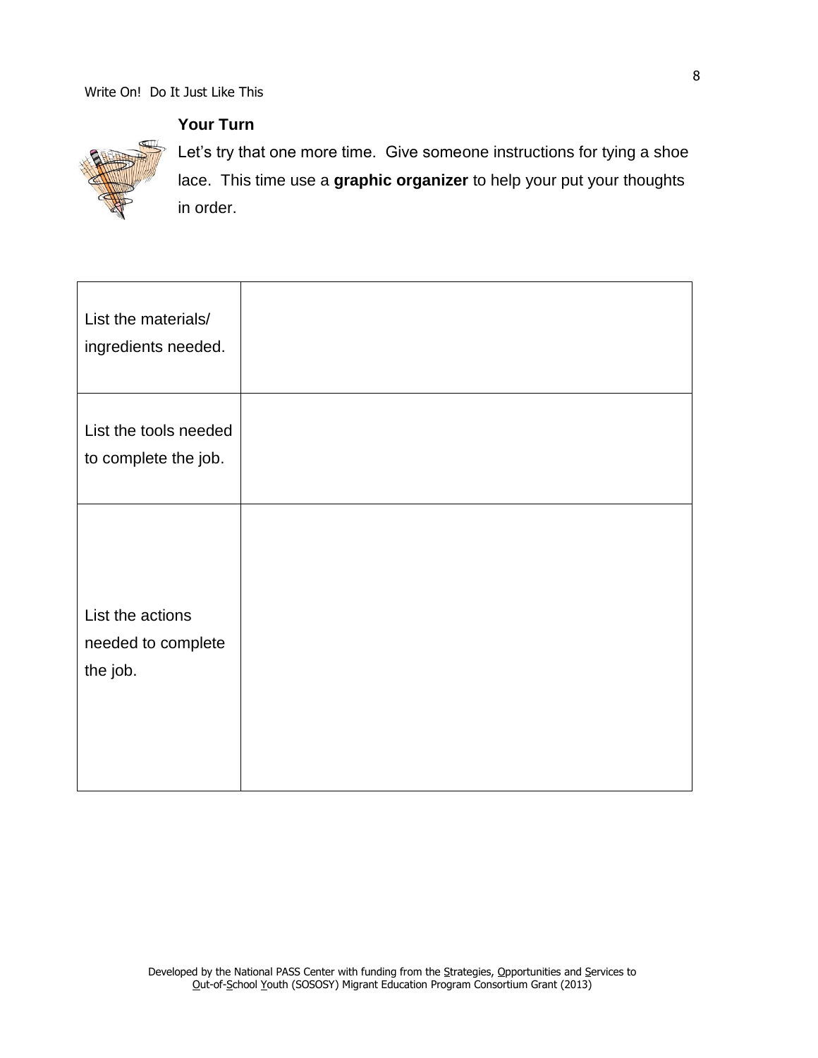## Your Turn

Let's try that one more time. Give someone instructions for tying a shoe lace. This time use a **graphic organizer** to help your put your thoughts in order.

| List the materials/ ingredients needed. | |
|---|---|
| List the tools needed to complete the job. | |
| List the actions needed to complete the job. | |

Developed by the National PASS Center with funding from the Strategies, Opportunities and Services to Out-of-School Youth (SOSOSY) Migrant Education Program Consortium Grant (2013)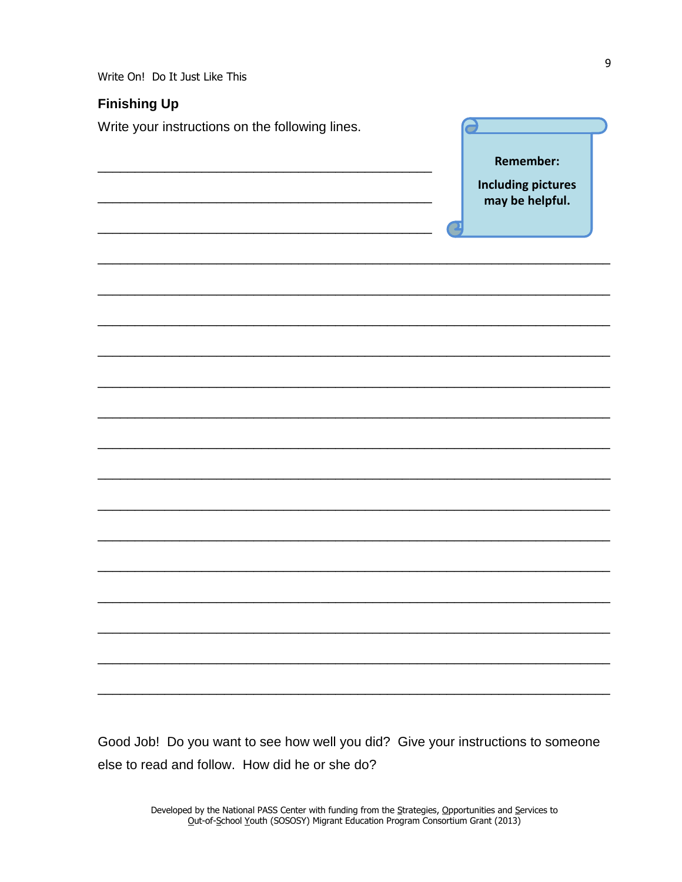## Finishing Up

Write your instructions on the following lines.

> **Remember:**
>
> **Including pictures may be helpful.**

\_\_\_\_\_\_\_\_\_\_\_\_\_\_\_\_\_\_\_\_\_\_\_\_\_\_\_\_\_\_\_\_\_\_\_\_\_\_\_\_\_\_\_\_\_\_

\_\_\_\_\_\_\_\_\_\_\_\_\_\_\_\_\_\_\_\_\_\_\_\_\_\_\_\_\_\_\_\_\_\_\_\_\_\_\_\_\_\_\_\_\_\_

\_\_\_\_\_\_\_\_\_\_\_\_\_\_\_\_\_\_\_\_\_\_\_\_\_\_\_\_\_\_\_\_\_\_\_\_\_\_\_\_\_\_\_\_\_\_

\_\_\_\_\_\_\_\_\_\_\_\_\_\_\_\_\_\_\_\_\_\_\_\_\_\_\_\_\_\_\_\_\_\_\_\_\_\_\_\_\_\_\_\_\_\_\_\_\_\_\_\_\_\_\_\_\_\_\_\_\_\_\_\_\_\_\_\_

\_\_\_\_\_\_\_\_\_\_\_\_\_\_\_\_\_\_\_\_\_\_\_\_\_\_\_\_\_\_\_\_\_\_\_\_\_\_\_\_\_\_\_\_\_\_\_\_\_\_\_\_\_\_\_\_\_\_\_\_\_\_\_\_\_\_\_\_

\_\_\_\_\_\_\_\_\_\_\_\_\_\_\_\_\_\_\_\_\_\_\_\_\_\_\_\_\_\_\_\_\_\_\_\_\_\_\_\_\_\_\_\_\_\_\_\_\_\_\_\_\_\_\_\_\_\_\_\_\_\_\_\_\_\_\_\_

\_\_\_\_\_\_\_\_\_\_\_\_\_\_\_\_\_\_\_\_\_\_\_\_\_\_\_\_\_\_\_\_\_\_\_\_\_\_\_\_\_\_\_\_\_\_\_\_\_\_\_\_\_\_\_\_\_\_\_\_\_\_\_\_\_\_\_\_

\_\_\_\_\_\_\_\_\_\_\_\_\_\_\_\_\_\_\_\_\_\_\_\_\_\_\_\_\_\_\_\_\_\_\_\_\_\_\_\_\_\_\_\_\_\_\_\_\_\_\_\_\_\_\_\_\_\_\_\_\_\_\_\_\_\_\_\_

\_\_\_\_\_\_\_\_\_\_\_\_\_\_\_\_\_\_\_\_\_\_\_\_\_\_\_\_\_\_\_\_\_\_\_\_\_\_\_\_\_\_\_\_\_\_\_\_\_\_\_\_\_\_\_\_\_\_\_\_\_\_\_\_\_\_\_\_

\_\_\_\_\_\_\_\_\_\_\_\_\_\_\_\_\_\_\_\_\_\_\_\_\_\_\_\_\_\_\_\_\_\_\_\_\_\_\_\_\_\_\_\_\_\_\_\_\_\_\_\_\_\_\_\_\_\_\_\_\_\_\_\_\_\_\_\_

\_\_\_\_\_\_\_\_\_\_\_\_\_\_\_\_\_\_\_\_\_\_\_\_\_\_\_\_\_\_\_\_\_\_\_\_\_\_\_\_\_\_\_\_\_\_\_\_\_\_\_\_\_\_\_\_\_\_\_\_\_\_\_\_\_\_\_\_

\_\_\_\_\_\_\_\_\_\_\_\_\_\_\_\_\_\_\_\_\_\_\_\_\_\_\_\_\_\_\_\_\_\_\_\_\_\_\_\_\_\_\_\_\_\_\_\_\_\_\_\_\_\_\_\_\_\_\_\_\_\_\_\_\_\_\_\_

\_\_\_\_\_\_\_\_\_\_\_\_\_\_\_\_\_\_\_\_\_\_\_\_\_\_\_\_\_\_\_\_\_\_\_\_\_\_\_\_\_\_\_\_\_\_\_\_\_\_\_\_\_\_\_\_\_\_\_\_\_\_\_\_\_\_\_\_

\_\_\_\_\_\_\_\_\_\_\_\_\_\_\_\_\_\_\_\_\_\_\_\_\_\_\_\_\_\_\_\_\_\_\_\_\_\_\_\_\_\_\_\_\_\_\_\_\_\_\_\_\_\_\_\_\_\_\_\_\_\_\_\_\_\_\_\_

\_\_\_\_\_\_\_\_\_\_\_\_\_\_\_\_\_\_\_\_\_\_\_\_\_\_\_\_\_\_\_\_\_\_\_\_\_\_\_\_\_\_\_\_\_\_\_\_\_\_\_\_\_\_\_\_\_\_\_\_\_\_\_\_\_\_\_\_

\_\_\_\_\_\_\_\_\_\_\_\_\_\_\_\_\_\_\_\_\_\_\_\_\_\_\_\_\_\_\_\_\_\_\_\_\_\_\_\_\_\_\_\_\_\_\_\_\_\_\_\_\_\_\_\_\_\_\_\_\_\_\_\_\_\_\_\_

\_\_\_\_\_\_\_\_\_\_\_\_\_\_\_\_\_\_\_\_\_\_\_\_\_\_\_\_\_\_\_\_\_\_\_\_\_\_\_\_\_\_\_\_\_\_\_\_\_\_\_\_\_\_\_\_\_\_\_\_\_\_\_\_\_\_\_\_

\_\_\_\_\_\_\_\_\_\_\_\_\_\_\_\_\_\_\_\_\_\_\_\_\_\_\_\_\_\_\_\_\_\_\_\_\_\_\_\_\_\_\_\_\_\_\_\_\_\_\_\_\_\_\_\_\_\_\_\_\_\_\_\_\_\_\_\_

Good Job! Do you want to see how well you did? Give your instructions to someone else to read and follow. How did he or she do?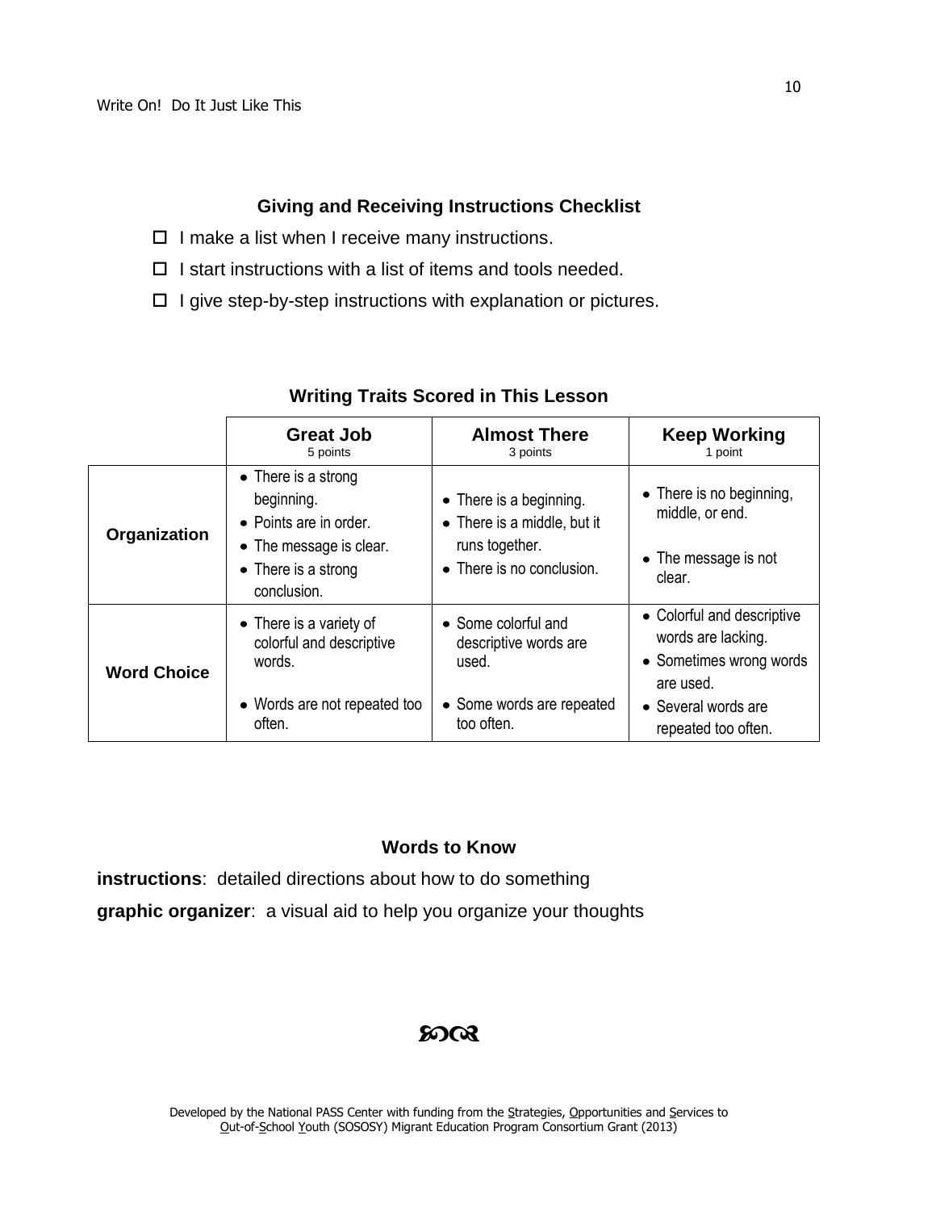### Giving and Receiving Instructions Checklist

- ☐ I make a list when I receive many instructions.
- ☐ I start instructions with a list of items and tools needed.
- ☐ I give step-by-step instructions with explanation or pictures.

### Writing Traits Scored in This Lesson

| | **Great Job**<br>5 points | **Almost There**<br>3 points | **Keep Working**<br>1 point |
|---|---|---|---|
| **Organization** | • There is a strong beginning.<br>• Points are in order.<br>• The message is clear.<br>• There is a strong conclusion. | • There is a beginning.<br>• There is a middle, but it runs together.<br>• There is no conclusion. | • There is no beginning, middle, or end.<br>• The message is not clear. |
| **Word Choice** | • There is a variety of colorful and descriptive words.<br>• Words are not repeated too often. | • Some colorful and descriptive words are used.<br>• Some words are repeated too often. | • Colorful and descriptive words are lacking.<br>• Sometimes wrong words are used.<br>• Several words are repeated too often. |

### Words to Know

**instructions**: detailed directions about how to do something

**graphic organizer**: a visual aid to help you organize your thoughts

Developed by the National PASS Center with funding from the Strategies, Opportunities and Services to Out-of-School Youth (SOSOSY) Migrant Education Program Consortium Grant (2013)